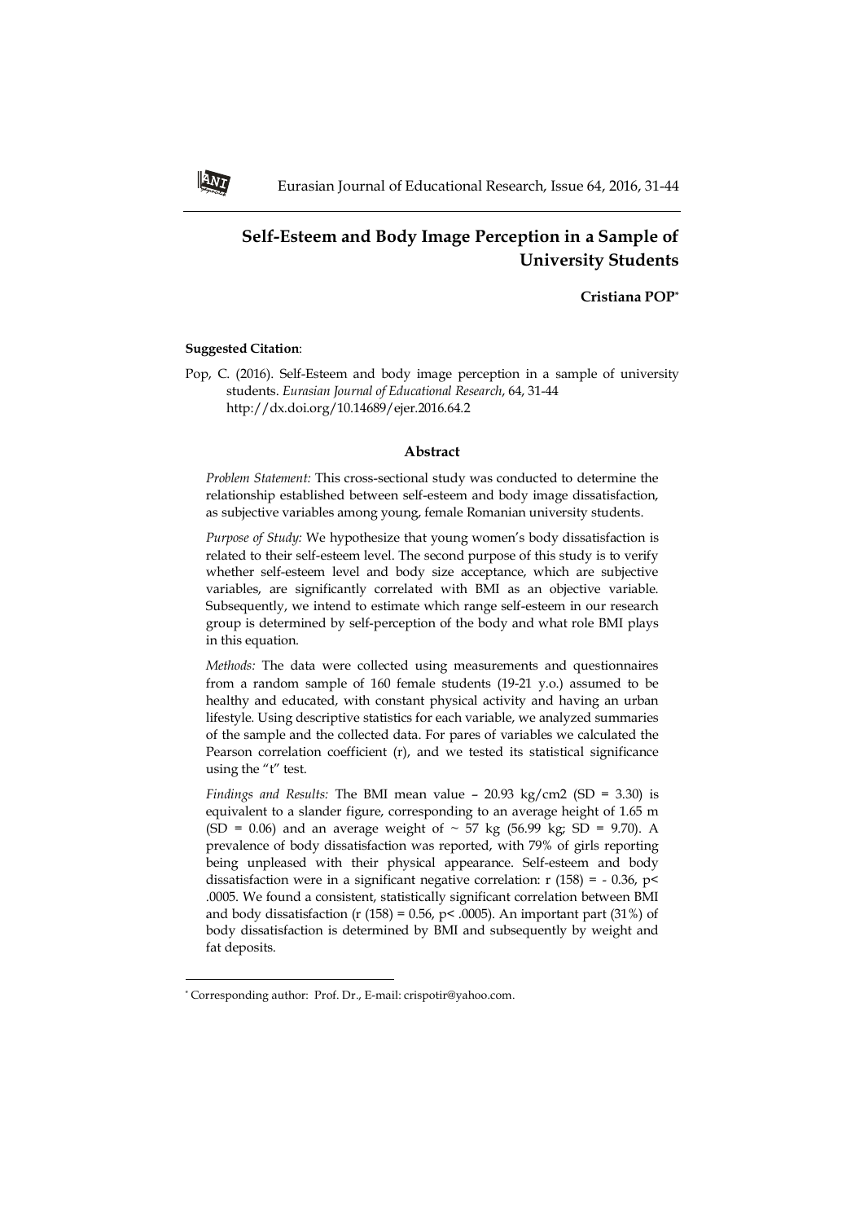# Self-Esteem and Body Image Perception in a Sample of University Students

**Cristiana POP***

**Suggested Citation**:

Pop, C. (2016). Self-Esteem and body image perception in a sample of university students. *Eurasian Journal of Educational Research*, 64, 31-44 http://dx.doi.org/10.14689/ejer.2016.64.2

## Abstract

*Problem Statement:* This cross-sectional study was conducted to determine the relationship established between self-esteem and body image dissatisfaction, as subjective variables among young, female Romanian university students.

*Purpose of Study:* We hypothesize that young women's body dissatisfaction is related to their self-esteem level. The second purpose of this study is to verify whether self-esteem level and body size acceptance, which are subjective variables, are significantly correlated with BMI as an objective variable. Subsequently, we intend to estimate which range self-esteem in our research group is determined by self-perception of the body and what role BMI plays in this equation.

*Methods:* The data were collected using measurements and questionnaires from a random sample of 160 female students (19-21 y.o.) assumed to be healthy and educated, with constant physical activity and having an urban lifestyle. Using descriptive statistics for each variable, we analyzed summaries of the sample and the collected data. For pares of variables we calculated the Pearson correlation coefficient (r), and we tested its statistical significance using the "t" test.

*Findings and Results:* The BMI mean value – 20.93 $kg/cm2$ (SD = 3.30) is equivalent to a slander figure, corresponding to an average height of 1.65 m (SD = 0.06) and an average weight of ~ 57 kg (56.99 kg; SD = 9.70). A prevalence of body dissatisfaction was reported, with 79% of girls reporting being unpleased with their physical appearance. Self-esteem and body dissatisfaction were in a significant negative correlation: $r(158) = -0.36$, $p < .0005$. We found a consistent, statistically significant correlation between BMI and body dissatisfaction ($r(158) = 0.56$, $p < .0005$). An important part (31%) of body dissatisfaction is determined by BMI and subsequently by weight and fat deposits.

---

* Corresponding author: Prof. Dr., E-mail: crispotir@yahoo.com.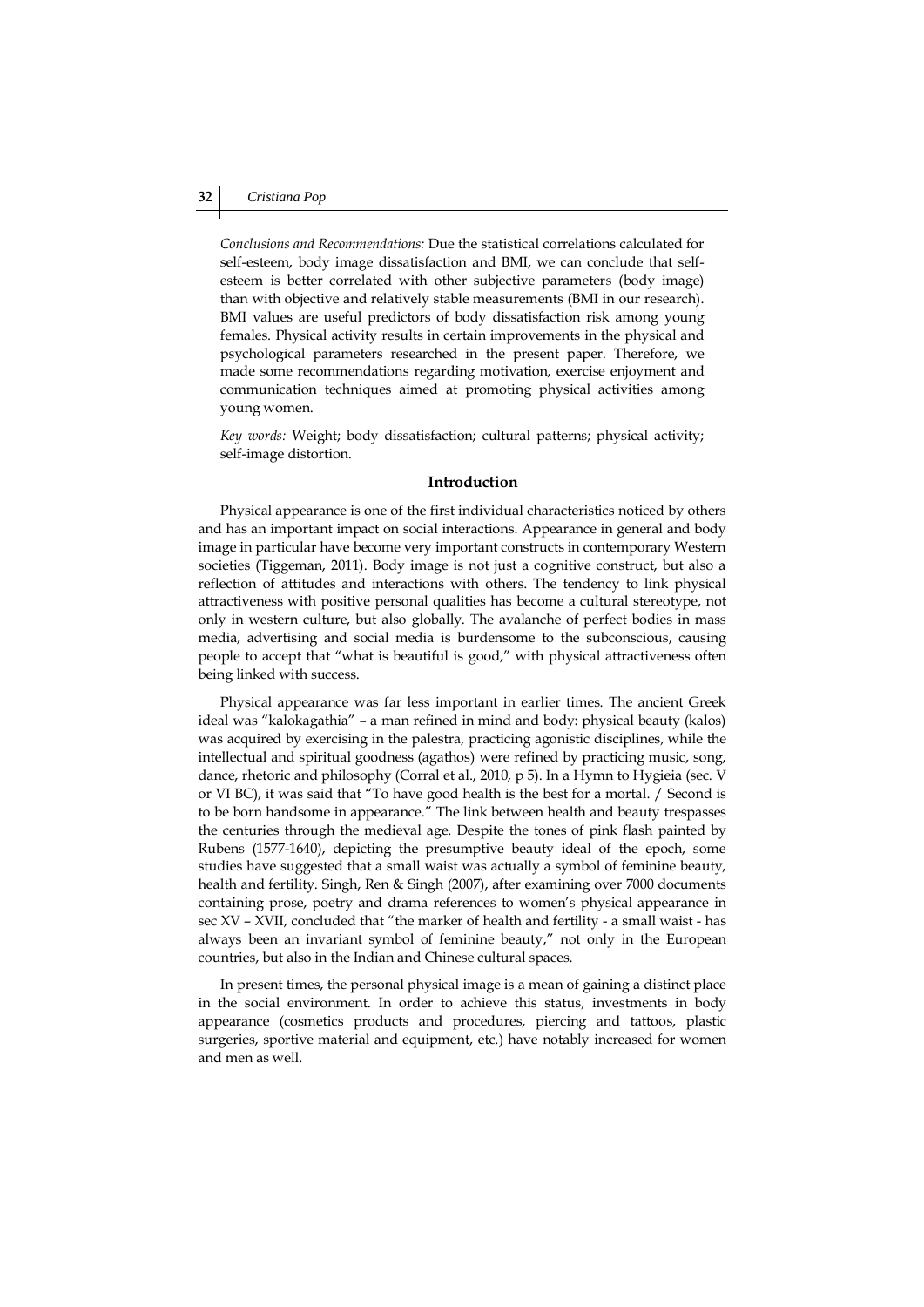*Conclusions and Recommendations:* Due the statistical correlations calculated for self-esteem, body image dissatisfaction and BMI, we can conclude that self-esteem is better correlated with other subjective parameters (body image) than with objective and relatively stable measurements (BMI in our research). BMI values are useful predictors of body dissatisfaction risk among young females. Physical activity results in certain improvements in the physical and psychological parameters researched in the present paper. Therefore, we made some recommendations regarding motivation, exercise enjoyment and communication techniques aimed at promoting physical activities among young women.

*Key words:* Weight; body dissatisfaction; cultural patterns; physical activity; self-image distortion.

## Introduction

Physical appearance is one of the first individual characteristics noticed by others and has an important impact on social interactions. Appearance in general and body image in particular have become very important constructs in contemporary Western societies (Tiggeman, 2011). Body image is not just a cognitive construct, but also a reflection of attitudes and interactions with others. The tendency to link physical attractiveness with positive personal qualities has become a cultural stereotype, not only in western culture, but also globally. The avalanche of perfect bodies in mass media, advertising and social media is burdensome to the subconscious, causing people to accept that "what is beautiful is good," with physical attractiveness often being linked with success.

Physical appearance was far less important in earlier times. The ancient Greek ideal was "kalokagathia" – a man refined in mind and body: physical beauty (kalos) was acquired by exercising in the palestra, practicing agonistic disciplines, while the intellectual and spiritual goodness (agathos) were refined by practicing music, song, dance, rhetoric and philosophy (Corral et al., 2010, p 5). In a Hymn to Hygieia (sec. V or VI BC), it was said that "To have good health is the best for a mortal. / Second is to be born handsome in appearance." The link between health and beauty trespasses the centuries through the medieval age. Despite the tones of pink flash painted by Rubens (1577-1640), depicting the presumptive beauty ideal of the epoch, some studies have suggested that a small waist was actually a symbol of feminine beauty, health and fertility. Singh, Ren & Singh (2007), after examining over 7000 documents containing prose, poetry and drama references to women's physical appearance in sec XV – XVII, concluded that "the marker of health and fertility - a small waist - has always been an invariant symbol of feminine beauty," not only in the European countries, but also in the Indian and Chinese cultural spaces.

In present times, the personal physical image is a mean of gaining a distinct place in the social environment. In order to achieve this status, investments in body appearance (cosmetics products and procedures, piercing and tattoos, plastic surgeries, sportive material and equipment, etc.) have notably increased for women and men as well.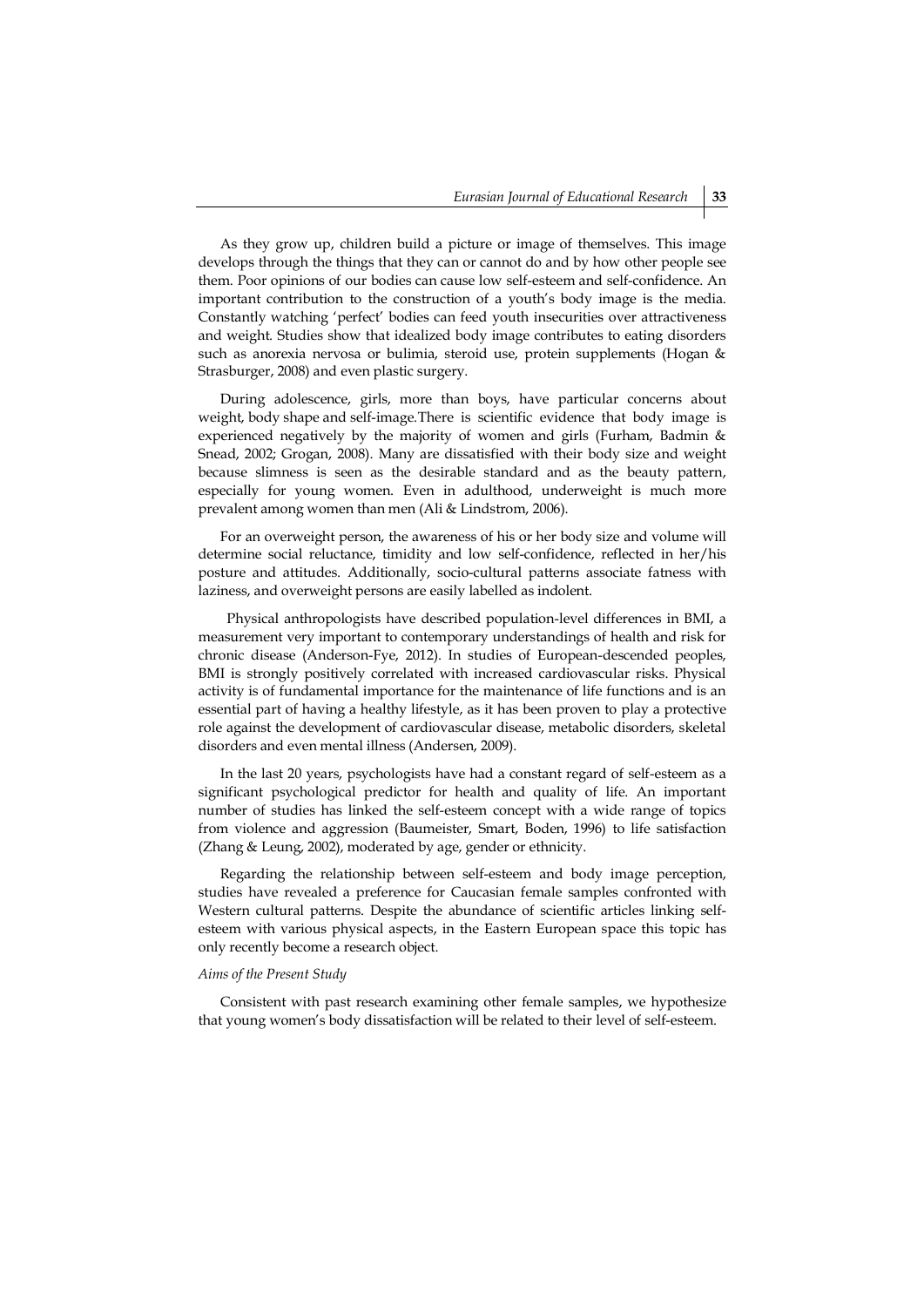As they grow up, children build a picture or image of themselves. This image develops through the things that they can or cannot do and by how other people see them. Poor opinions of our bodies can cause low self-esteem and self-confidence. An important contribution to the construction of a youth's body image is the media. Constantly watching 'perfect' bodies can feed youth insecurities over attractiveness and weight. Studies show that idealized body image contributes to eating disorders such as anorexia nervosa or bulimia, steroid use, protein supplements (Hogan & Strasburger, 2008) and even plastic surgery.

During adolescence, girls, more than boys, have particular concerns about weight, body shape and self-image.There is scientific evidence that body image is experienced negatively by the majority of women and girls (Furham, Badmin & Snead, 2002; Grogan, 2008). Many are dissatisfied with their body size and weight because slimness is seen as the desirable standard and as the beauty pattern, especially for young women. Even in adulthood, underweight is much more prevalent among women than men (Ali & Lindstrom, 2006).

For an overweight person, the awareness of his or her body size and volume will determine social reluctance, timidity and low self-confidence, reflected in her/his posture and attitudes. Additionally, socio-cultural patterns associate fatness with laziness, and overweight persons are easily labelled as indolent.

Physical anthropologists have described population-level differences in BMI, a measurement very important to contemporary understandings of health and risk for chronic disease (Anderson-Fye, 2012). In studies of European-descended peoples, BMI is strongly positively correlated with increased cardiovascular risks. Physical activity is of fundamental importance for the maintenance of life functions and is an essential part of having a healthy lifestyle, as it has been proven to play a protective role against the development of cardiovascular disease, metabolic disorders, skeletal disorders and even mental illness (Andersen, 2009).

In the last 20 years, psychologists have had a constant regard of self-esteem as a significant psychological predictor for health and quality of life. An important number of studies has linked the self-esteem concept with a wide range of topics from violence and aggression (Baumeister, Smart, Boden, 1996) to life satisfaction (Zhang & Leung, 2002), moderated by age, gender or ethnicity.

Regarding the relationship between self-esteem and body image perception, studies have revealed a preference for Caucasian female samples confronted with Western cultural patterns. Despite the abundance of scientific articles linking self-esteem with various physical aspects, in the Eastern European space this topic has only recently become a research object.

*Aims of the Present Study*

Consistent with past research examining other female samples, we hypothesize that young women's body dissatisfaction will be related to their level of self-esteem.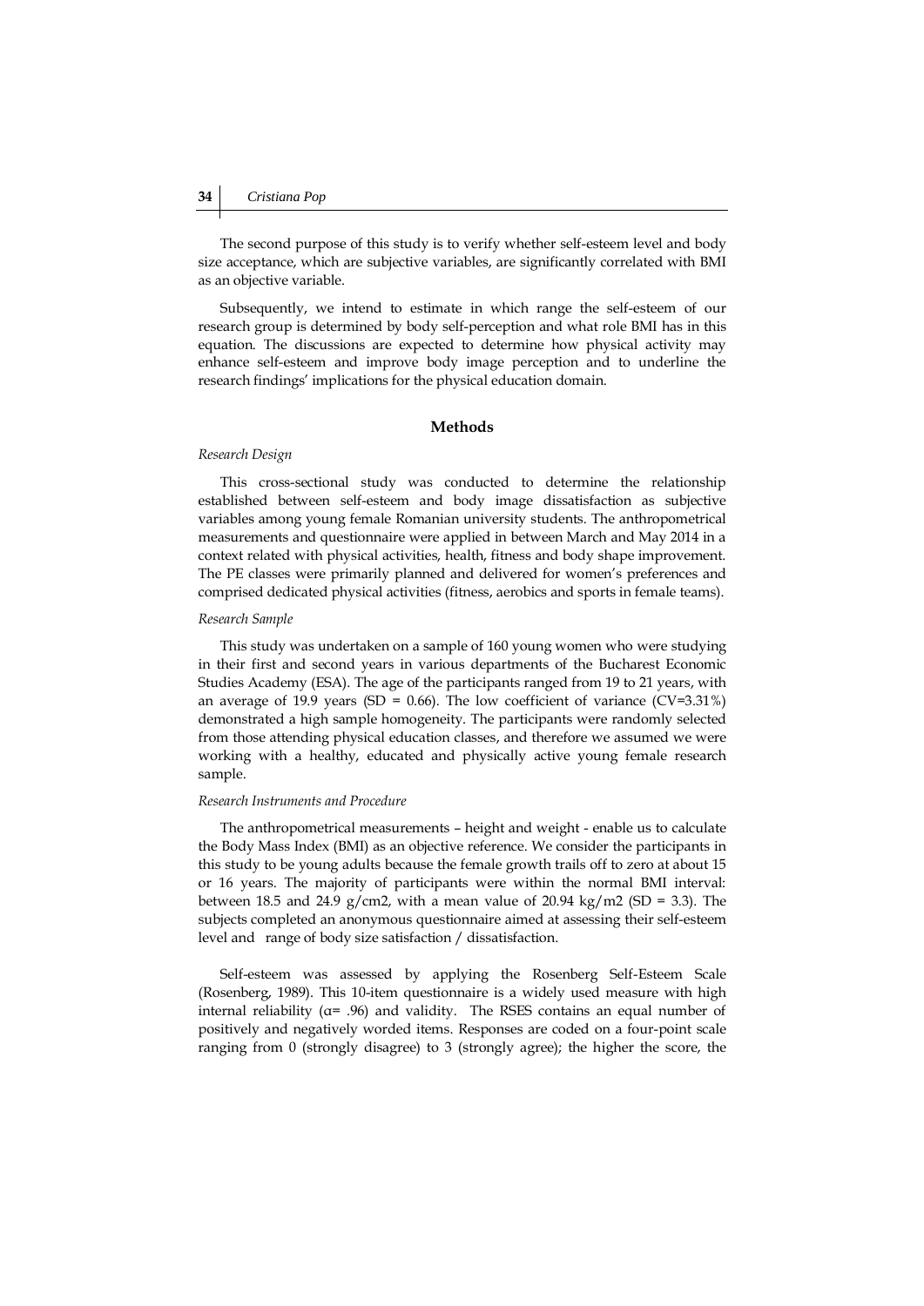The second purpose of this study is to verify whether self-esteem level and body size acceptance, which are subjective variables, are significantly correlated with BMI as an objective variable.

Subsequently, we intend to estimate in which range the self-esteem of our research group is determined by body self-perception and what role BMI has in this equation. The discussions are expected to determine how physical activity may enhance self-esteem and improve body image perception and to underline the research findings' implications for the physical education domain.

## Methods

*Research Design*

This cross-sectional study was conducted to determine the relationship established between self-esteem and body image dissatisfaction as subjective variables among young female Romanian university students. The anthropometrical measurements and questionnaire were applied in between March and May 2014 in a context related with physical activities, health, fitness and body shape improvement. The PE classes were primarily planned and delivered for women's preferences and comprised dedicated physical activities (fitness, aerobics and sports in female teams).

*Research Sample*

This study was undertaken on a sample of 160 young women who were studying in their first and second years in various departments of the Bucharest Economic Studies Academy (ESA). The age of the participants ranged from 19 to 21 years, with an average of 19.9 years (SD = 0.66). The low coefficient of variance (CV=3.31%) demonstrated a high sample homogeneity. The participants were randomly selected from those attending physical education classes, and therefore we assumed we were working with a healthy, educated and physically active young female research sample.

*Research Instruments and Procedure*

The anthropometrical measurements – height and weight - enable us to calculate the Body Mass Index (BMI) as an objective reference. We consider the participants in this study to be young adults because the female growth trails off to zero at about 15 or 16 years. The majority of participants were within the normal BMI interval: between 18.5 and 24.9 g/cm2, with a mean value of 20.94 kg/m2 (SD = 3.3). The subjects completed an anonymous questionnaire aimed at assessing their self-esteem level and range of body size satisfaction / dissatisfaction.

Self-esteem was assessed by applying the Rosenberg Self-Esteem Scale (Rosenberg, 1989). This 10-item questionnaire is a widely used measure with high internal reliability ($\alpha$= .96) and validity. The RSES contains an equal number of positively and negatively worded items. Responses are coded on a four-point scale ranging from 0 (strongly disagree) to 3 (strongly agree); the higher the score, the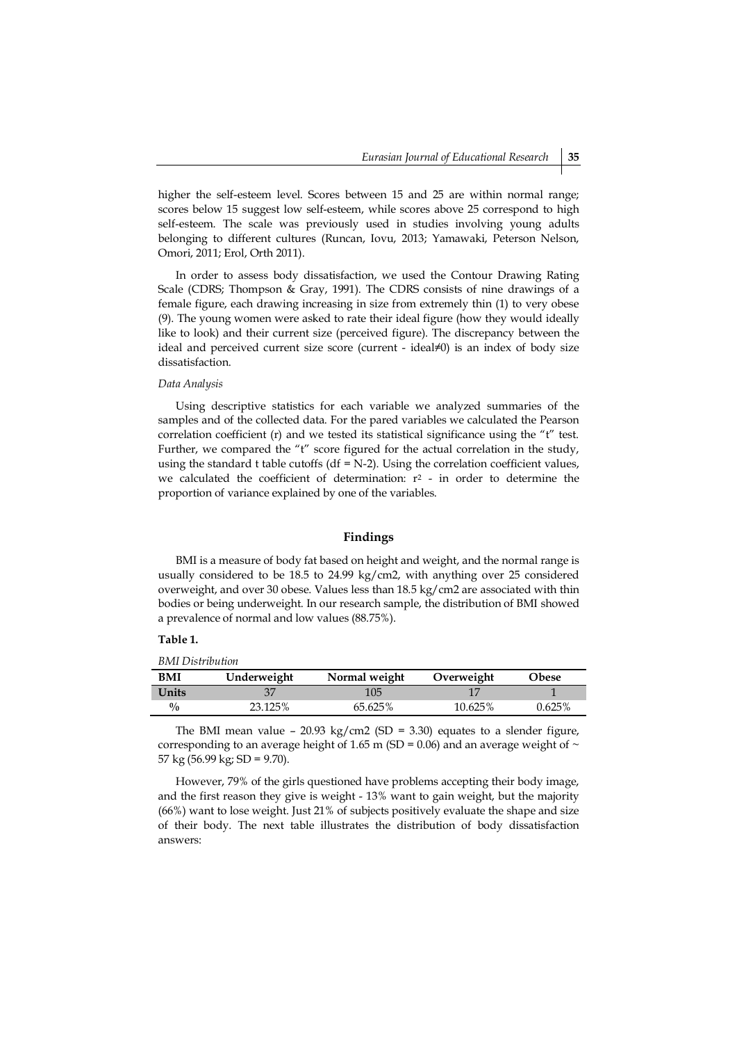higher the self-esteem level. Scores between 15 and 25 are within normal range; scores below 15 suggest low self-esteem, while scores above 25 correspond to high self-esteem. The scale was previously used in studies involving young adults belonging to different cultures (Runcan, Iovu, 2013; Yamawaki, Peterson Nelson, Omori, 2011; Erol, Orth 2011).

In order to assess body dissatisfaction, we used the Contour Drawing Rating Scale (CDRS; Thompson & Gray, 1991). The CDRS consists of nine drawings of a female figure, each drawing increasing in size from extremely thin (1) to very obese (9). The young women were asked to rate their ideal figure (how they would ideally like to look) and their current size (perceived figure). The discrepancy between the ideal and perceived current size score (current - ideal≠0) is an index of body size dissatisfaction.

*Data Analysis*

Using descriptive statistics for each variable we analyzed summaries of the samples and of the collected data. For the pared variables we calculated the Pearson correlation coefficient (r) and we tested its statistical significance using the "t" test. Further, we compared the "t" score figured for the actual correlation in the study, using the standard t table cutoffs (df = N-2). Using the correlation coefficient values, we calculated the coefficient of determination: $r^2$ - in order to determine the proportion of variance explained by one of the variables.

## Findings

BMI is a measure of body fat based on height and weight, and the normal range is usually considered to be 18.5 to 24.99 kg/cm2, with anything over 25 considered overweight, and over 30 obese. Values less than 18.5 kg/cm2 are associated with thin bodies or being underweight. In our research sample, the distribution of BMI showed a prevalence of normal and low values (88.75%).

**Table 1.**

*BMI Distribution*

| BMI | Underweight | Normal weight | Overweight | Obese |
|---|---|---|---|---|
| Units | 37 | 105 | 17 | 1 |
| % | 23.125% | 65.625% | 10.625% | 0.625% |

The BMI mean value – 20.93 kg/cm2 (SD = 3.30) equates to a slender figure, corresponding to an average height of 1.65 m (SD = 0.06) and an average weight of ~ 57 kg (56.99 kg; SD = 9.70).

However, 79% of the girls questioned have problems accepting their body image, and the first reason they give is weight - 13% want to gain weight, but the majority (66%) want to lose weight. Just 21% of subjects positively evaluate the shape and size of their body. The next table illustrates the distribution of body dissatisfaction answers: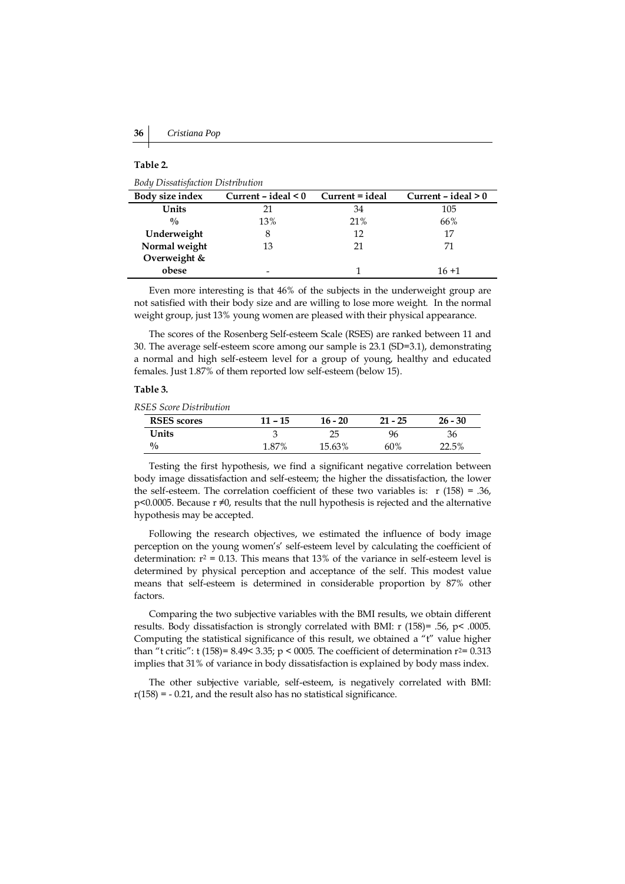**Table 2.**

*Body Dissatisfaction Distribution*

| Body size index | Current – ideal < 0 | Current = ideal | Current – ideal > 0 |
|---|---|---|---|
| **Units** | 21 | 34 | 105 |
| **%** | 13% | 21% | 66% |
| **Underweight** | 8 | 12 | 17 |
| **Normal weight** | 13 | 21 | 71 |
| **Overweight & obese** | - | 1 | 16 +1 |

Even more interesting is that 46% of the subjects in the underweight group are not satisfied with their body size and are willing to lose more weight. In the normal weight group, just 13% young women are pleased with their physical appearance.

The scores of the Rosenberg Self-esteem Scale (RSES) are ranked between 11 and 30. The average self-esteem score among our sample is 23.1 (SD=3.1), demonstrating a normal and high self-esteem level for a group of young, healthy and educated females. Just 1.87% of them reported low self-esteem (below 15).

**Table 3.**

*RSES Score Distribution*

| RSES scores | 11 – 15 | 16 - 20 | 21 - 25 | 26 - 30 |
|---|---|---|---|---|
| **Units** | 3 | 25 | 96 | 36 |
| **%** | 1.87% | 15.63% | 60% | 22.5% |

Testing the first hypothesis, we find a significant negative correlation between body image dissatisfaction and self-esteem; the higher the dissatisfaction, the lower the self-esteem. The correlation coefficient of these two variables is: $r(158) = .36$, $p<0.0005$. Because $r \neq 0$, results that the null hypothesis is rejected and the alternative hypothesis may be accepted.

Following the research objectives, we estimated the influence of body image perception on the young women's' self-esteem level by calculating the coefficient of determination: $r^2 = 0.13$. This means that 13% of the variance in self-esteem level is determined by physical perception and acceptance of the self. This modest value means that self-esteem is determined in considerable proportion by 87% other factors.

Comparing the two subjective variables with the BMI results, we obtain different results. Body dissatisfaction is strongly correlated with BMI: $r(158)= .56$, $p< .0005$. Computing the statistical significance of this result, we obtained a "t" value higher than "t critic": $t(158)= 8.49< 3.35$; $p < 0005$. The coefficient of determination $r^2= 0.313$ implies that 31% of variance in body dissatisfaction is explained by body mass index.

The other subjective variable, self-esteem, is negatively correlated with BMI: $r(158) = - 0.21$, and the result also has no statistical significance.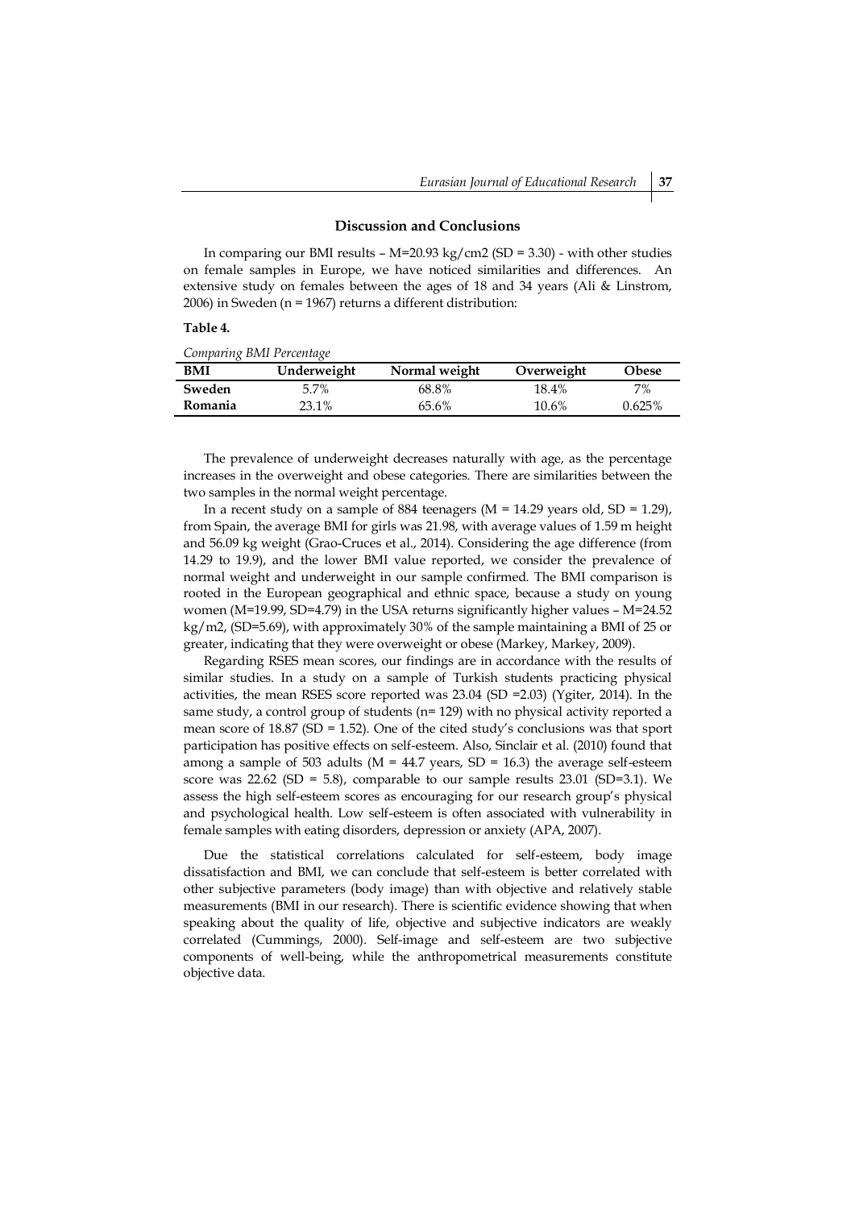## Discussion and Conclusions

In comparing our BMI results – M=20.93 kg/cm2 (SD = 3.30) - with other studies on female samples in Europe, we have noticed similarities and differences. An extensive study on females between the ages of 18 and 34 years (Ali & Linstrom, 2006) in Sweden (n = 1967) returns a different distribution:

**Table 4.**

*Comparing BMI Percentage*

| BMI | Underweight | Normal weight | Overweight | Obese |
|---|---|---|---|---|
| **Sweden** | 5.7% | 68.8% | 18.4% | 7% |
| **Romania** | 23.1% | 65.6% | 10.6% | 0.625% |

The prevalence of underweight decreases naturally with age, as the percentage increases in the overweight and obese categories. There are similarities between the two samples in the normal weight percentage.

In a recent study on a sample of 884 teenagers (M = 14.29 years old, SD = 1.29), from Spain, the average BMI for girls was 21.98, with average values of 1.59 m height and 56.09 kg weight (Grao-Cruces et al., 2014). Considering the age difference (from 14.29 to 19.9), and the lower BMI value reported, we consider the prevalence of normal weight and underweight in our sample confirmed. The BMI comparison is rooted in the European geographical and ethnic space, because a study on young women (M=19.99, SD=4.79) in the USA returns significantly higher values – M=24.52 kg/m2, (SD=5.69), with approximately 30% of the sample maintaining a BMI of 25 or greater, indicating that they were overweight or obese (Markey, Markey, 2009).

Regarding RSES mean scores, our findings are in accordance with the results of similar studies. In a study on a sample of Turkish students practicing physical activities, the mean RSES score reported was 23.04 (SD =2.03) (Ygiter, 2014). In the same study, a control group of students (n= 129) with no physical activity reported a mean score of 18.87 (SD = 1.52). One of the cited study's conclusions was that sport participation has positive effects on self-esteem. Also, Sinclair et al. (2010) found that among a sample of 503 adults (M = 44.7 years, SD = 16.3) the average self-esteem score was 22.62 (SD = 5.8), comparable to our sample results 23.01 (SD=3.1). We assess the high self-esteem scores as encouraging for our research group's physical and psychological health. Low self-esteem is often associated with vulnerability in female samples with eating disorders, depression or anxiety (APA, 2007).

Due the statistical correlations calculated for self-esteem, body image dissatisfaction and BMI, we can conclude that self-esteem is better correlated with other subjective parameters (body image) than with objective and relatively stable measurements (BMI in our research). There is scientific evidence showing that when speaking about the quality of life, objective and subjective indicators are weakly correlated (Cummings, 2000). Self-image and self-esteem are two subjective components of well-being, while the anthropometrical measurements constitute objective data.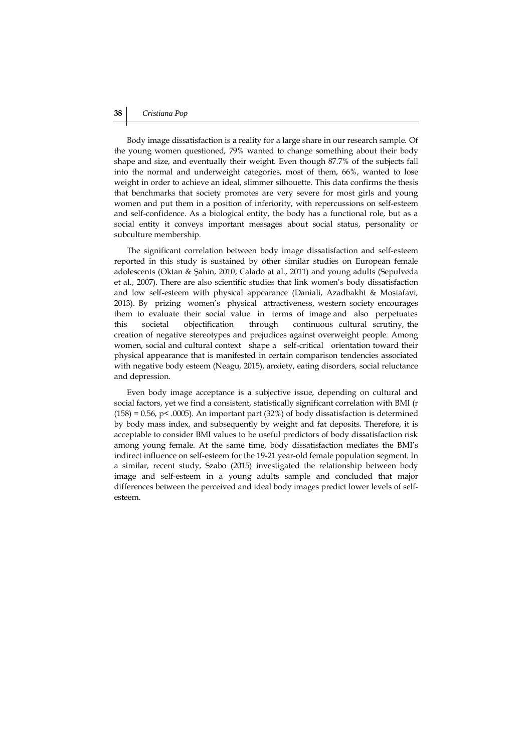Body image dissatisfaction is a reality for a large share in our research sample. Of the young women questioned, 79% wanted to change something about their body shape and size, and eventually their weight. Even though 87.7% of the subjects fall into the normal and underweight categories, most of them, 66%, wanted to lose weight in order to achieve an ideal, slimmer silhouette. This data confirms the thesis that benchmarks that society promotes are very severe for most girls and young women and put them in a position of inferiority, with repercussions on self-esteem and self-confidence. As a biological entity, the body has a functional role, but as a social entity it conveys important messages about social status, personality or subculture membership.

The significant correlation between body image dissatisfaction and self-esteem reported in this study is sustained by other similar studies on European female adolescents (Oktan & Şahin, 2010; Calado at al., 2011) and young adults (Sepulveda et al., 2007). There are also scientific studies that link women's body dissatisfaction and low self-esteem with physical appearance (Daniali, Azadbakht & Mostafavi, 2013). By prizing women's physical attractiveness, western society encourages them to evaluate their social value in terms of image and also perpetuates this societal objectification through continuous cultural scrutiny, the creation of negative stereotypes and prejudices against overweight people. Among women, social and cultural context shape a self-critical orientation toward their physical appearance that is manifested in certain comparison tendencies associated with negative body esteem (Neagu, 2015), anxiety, eating disorders, social reluctance and depression.

Even body image acceptance is a subjective issue, depending on cultural and social factors, yet we find a consistent, statistically significant correlation with BMI ($r(158) = 0.56$, $p < .0005$). An important part (32%) of body dissatisfaction is determined by body mass index, and subsequently by weight and fat deposits. Therefore, it is acceptable to consider BMI values to be useful predictors of body dissatisfaction risk among young female. At the same time, body dissatisfaction mediates the BMI's indirect influence on self-esteem for the 19-21 year-old female population segment. In a similar, recent study, Szabo (2015) investigated the relationship between body image and self-esteem in a young adults sample and concluded that major differences between the perceived and ideal body images predict lower levels of self-esteem.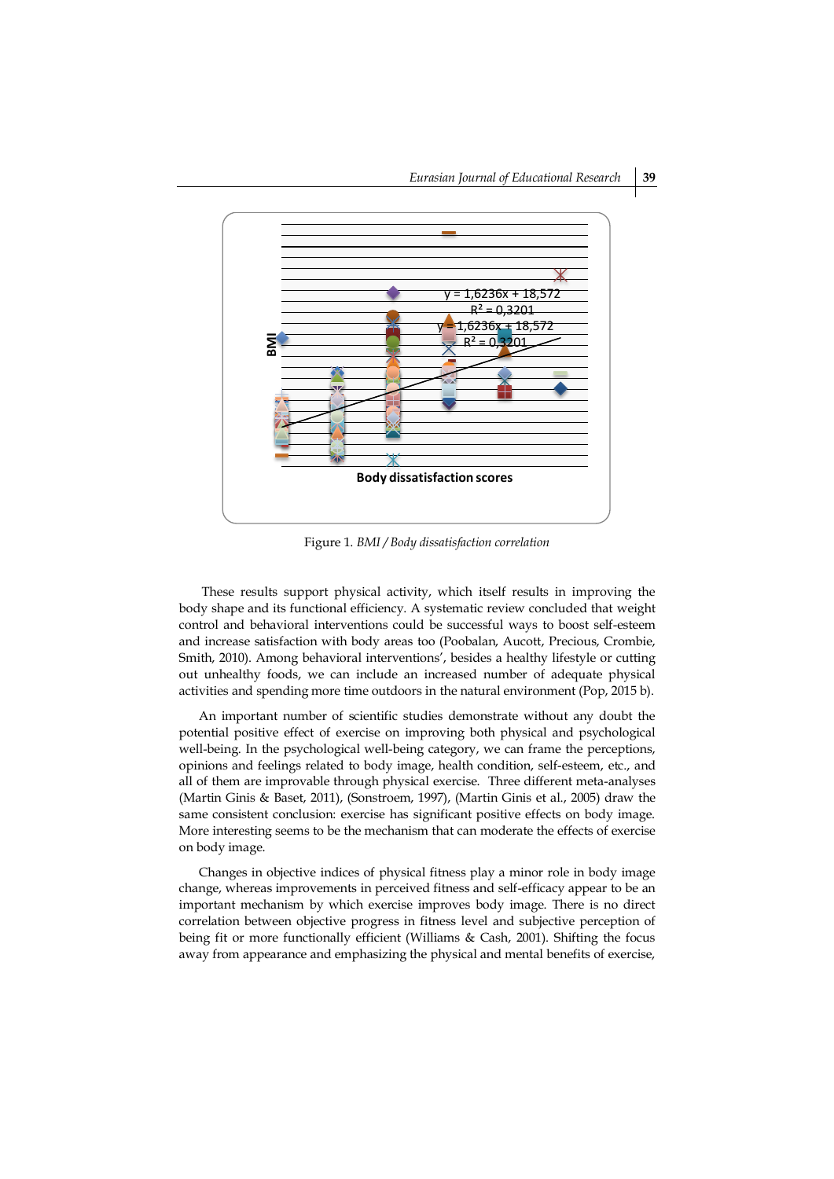Figure 1. *BMI / Body dissatisfaction correlation*

These results support physical activity, which itself results in improving the body shape and its functional efficiency. A systematic review concluded that weight control and behavioral interventions could be successful ways to boost self-esteem and increase satisfaction with body areas too (Poobalan, Aucott, Precious, Crombie, Smith, 2010). Among behavioral interventions', besides a healthy lifestyle or cutting out unhealthy foods, we can include an increased number of adequate physical activities and spending more time outdoors in the natural environment (Pop, 2015 b).

An important number of scientific studies demonstrate without any doubt the potential positive effect of exercise on improving both physical and psychological well-being. In the psychological well-being category, we can frame the perceptions, opinions and feelings related to body image, health condition, self-esteem, etc., and all of them are improvable through physical exercise. Three different meta-analyses (Martin Ginis & Baset, 2011), (Sonstroem, 1997), (Martin Ginis et al., 2005) draw the same consistent conclusion: exercise has significant positive effects on body image. More interesting seems to be the mechanism that can moderate the effects of exercise on body image.

Changes in objective indices of physical fitness play a minor role in body image change, whereas improvements in perceived fitness and self-efficacy appear to be an important mechanism by which exercise improves body image. There is no direct correlation between objective progress in fitness level and subjective perception of being fit or more functionally efficient (Williams & Cash, 2001). Shifting the focus away from appearance and emphasizing the physical and mental benefits of exercise,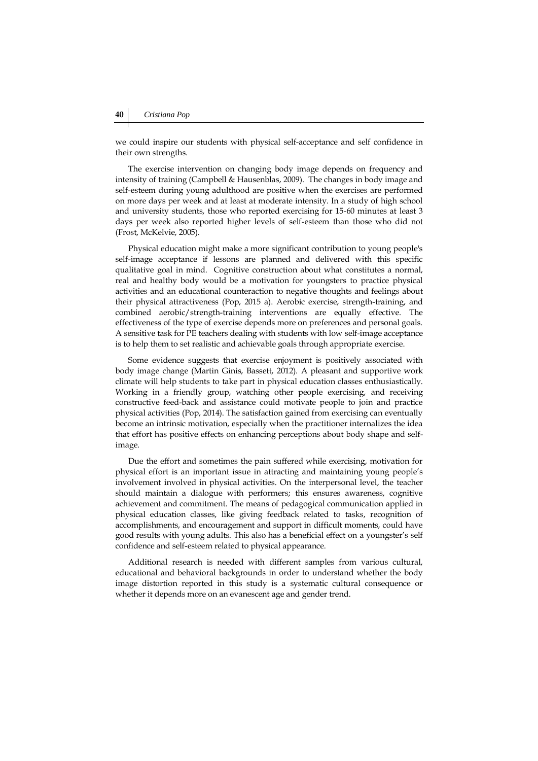we could inspire our students with physical self-acceptance and self confidence in their own strengths.

The exercise intervention on changing body image depends on frequency and intensity of training (Campbell & Hausenblas, 2009). The changes in body image and self-esteem during young adulthood are positive when the exercises are performed on more days per week and at least at moderate intensity. In a study of high school and university students, those who reported exercising for 15-60 minutes at least 3 days per week also reported higher levels of self-esteem than those who did not (Frost, McKelvie, 2005).

Physical education might make a more significant contribution to young people's self-image acceptance if lessons are planned and delivered with this specific qualitative goal in mind. Cognitive construction about what constitutes a normal, real and healthy body would be a motivation for youngsters to practice physical activities and an educational counteraction to negative thoughts and feelings about their physical attractiveness (Pop, 2015 a). Aerobic exercise, strength-training, and combined aerobic/strength-training interventions are equally effective. The effectiveness of the type of exercise depends more on preferences and personal goals. A sensitive task for PE teachers dealing with students with low self-image acceptance is to help them to set realistic and achievable goals through appropriate exercise.

Some evidence suggests that exercise enjoyment is positively associated with body image change (Martin Ginis, Bassett, 2012). A pleasant and supportive work climate will help students to take part in physical education classes enthusiastically. Working in a friendly group, watching other people exercising, and receiving constructive feed-back and assistance could motivate people to join and practice physical activities (Pop, 2014). The satisfaction gained from exercising can eventually become an intrinsic motivation, especially when the practitioner internalizes the idea that effort has positive effects on enhancing perceptions about body shape and self-image.

Due the effort and sometimes the pain suffered while exercising, motivation for physical effort is an important issue in attracting and maintaining young people's involvement involved in physical activities. On the interpersonal level, the teacher should maintain a dialogue with performers; this ensures awareness, cognitive achievement and commitment. The means of pedagogical communication applied in physical education classes, like giving feedback related to tasks, recognition of accomplishments, and encouragement and support in difficult moments, could have good results with young adults. This also has a beneficial effect on a youngster's self confidence and self-esteem related to physical appearance.

Additional research is needed with different samples from various cultural, educational and behavioral backgrounds in order to understand whether the body image distortion reported in this study is a systematic cultural consequence or whether it depends more on an evanescent age and gender trend.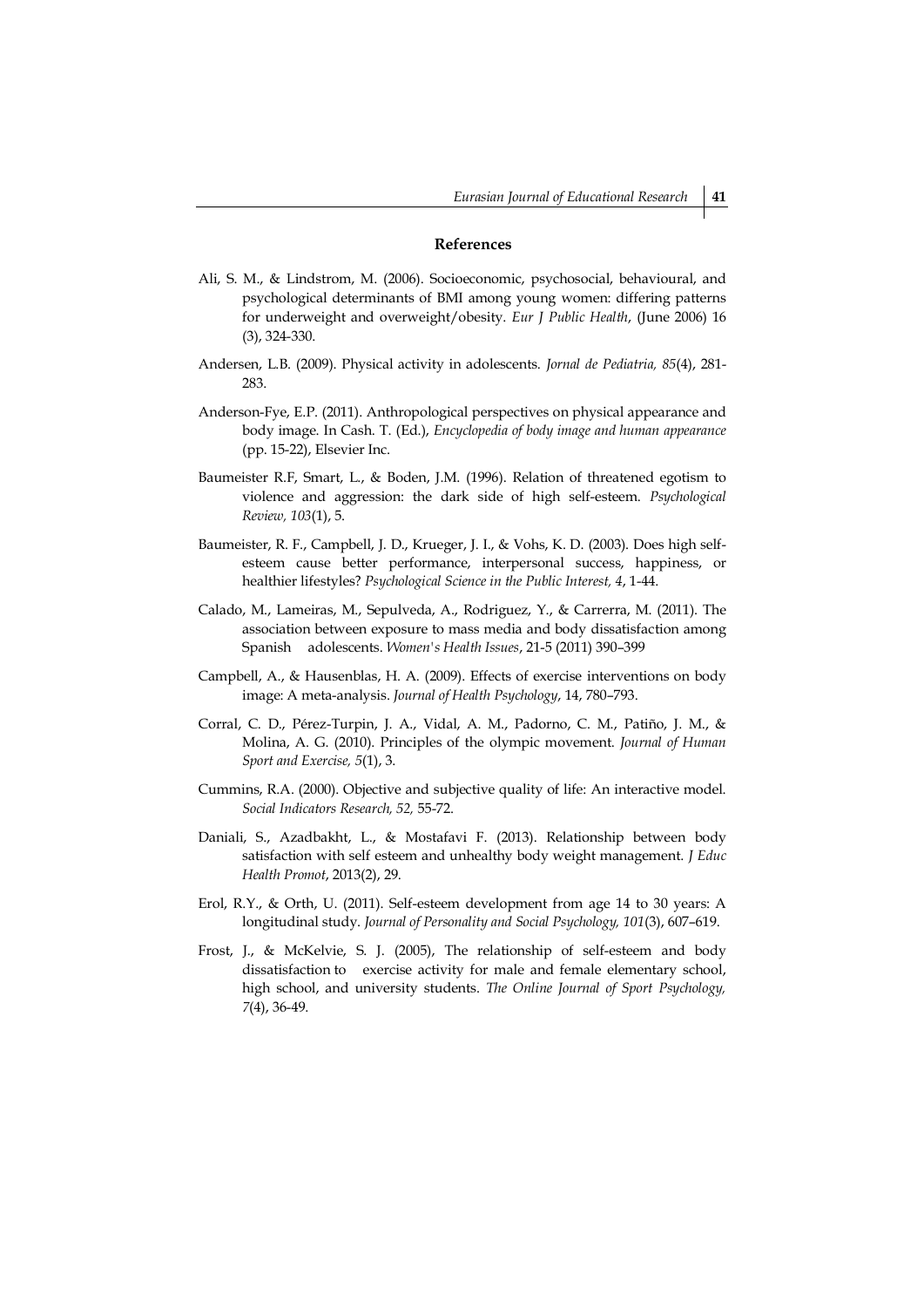## References

Ali, S. M., & Lindstrom, M. (2006). Socioeconomic, psychosocial, behavioural, and psychological determinants of BMI among young women: differing patterns for underweight and overweight/obesity. *Eur J Public Health*, (June 2006) 16 (3), 324-330.

Andersen, L.B. (2009). Physical activity in adolescents. *Jornal de Pediatria, 85*(4), 281-283.

Anderson-Fye, E.P. (2011). Anthropological perspectives on physical appearance and body image. In Cash. T. (Ed.), *Encyclopedia of body image and human appearance* (pp. 15-22), Elsevier Inc.

Baumeister R.F, Smart, L., & Boden, J.M. (1996). Relation of threatened egotism to violence and aggression: the dark side of high self-esteem. *Psychological Review, 103*(1), 5.

Baumeister, R. F., Campbell, J. D., Krueger, J. I., & Vohs, K. D. (2003). Does high self-esteem cause better performance, interpersonal success, happiness, or healthier lifestyles? *Psychological Science in the Public Interest, 4*, 1-44.

Calado, M., Lameiras, M., Sepulveda, A., Rodriguez, Y., & Carrerra, M. (2011). The association between exposure to mass media and body dissatisfaction among Spanish adolescents. *Women's Health Issues*, 21-5 (2011) 390–399

Campbell, A., & Hausenblas, H. A. (2009). Effects of exercise interventions on body image: A meta-analysis. *Journal of Health Psychology*, 14, 780–793.

Corral, C. D., Pérez-Turpin, J. A., Vidal, A. M., Padorno, C. M., Patiño, J. M., & Molina, A. G. (2010). Principles of the olympic movement. *Journal of Human Sport and Exercise, 5*(1), 3.

Cummins, R.A. (2000). Objective and subjective quality of life: An interactive model. *Social Indicators Research, 52,* 55-72.

Daniali, S., Azadbakht, L., & Mostafavi F. (2013). Relationship between body satisfaction with self esteem and unhealthy body weight management. *J Educ Health Promot*, 2013(2), 29.

Erol, R.Y., & Orth, U. (2011). Self-esteem development from age 14 to 30 years: A longitudinal study. *Journal of Personality and Social Psychology, 101*(3), 607–619.

Frost, J., & McKelvie, S. J. (2005), The relationship of self-esteem and body dissatisfaction to exercise activity for male and female elementary school, high school, and university students. *The Online Journal of Sport Psychology, 7*(4), 36-49.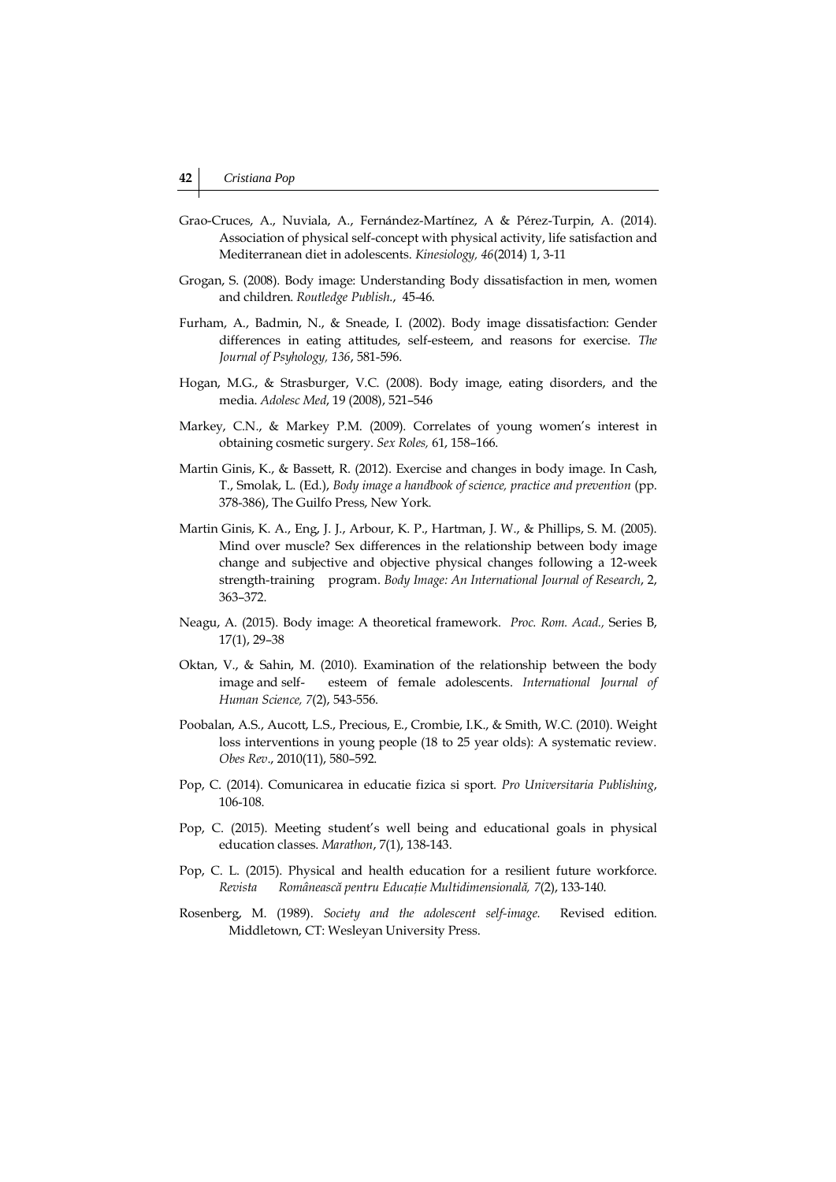Grao-Cruces, A., Nuviala, A., Fernández-Martínez, A & Pérez-Turpin, A. (2014). Association of physical self-concept with physical activity, life satisfaction and Mediterranean diet in adolescents. *Kinesiology, 46*(2014) 1, 3-11

Grogan, S. (2008). Body image: Understanding Body dissatisfaction in men, women and children. *Routledge Publish.*, 45-46.

Furham, A., Badmin, N., & Sneade, I. (2002). Body image dissatisfaction: Gender differences in eating attitudes, self-esteem, and reasons for exercise. *The Journal of Psyhology, 136*, 581-596.

Hogan, M.G., & Strasburger, V.C. (2008). Body image, eating disorders, and the media. *Adolesc Med*, 19 (2008), 521–546

Markey, C.N., & Markey P.M. (2009). Correlates of young women's interest in obtaining cosmetic surgery. *Sex Roles,* 61, 158–166.

Martin Ginis, K., & Bassett, R. (2012). Exercise and changes in body image. In Cash, T., Smolak, L. (Ed.), *Body image a handbook of science, practice and prevention* (pp. 378-386), The Guilfo Press, New York.

Martin Ginis, K. A., Eng, J. J., Arbour, K. P., Hartman, J. W., & Phillips, S. M. (2005). Mind over muscle? Sex differences in the relationship between body image change and subjective and objective physical changes following a 12-week strength-training program. *Body Image: An International Journal of Research*, 2, 363–372.

Neagu, A. (2015). Body image: A theoretical framework. *Proc. Rom. Acad.,* Series B, 17(1), 29–38

Oktan, V., & Sahin, M. (2010). Examination of the relationship between the body image and self- esteem of female adolescents. *International Journal of Human Science, 7*(2), 543-556.

Poobalan, A.S., Aucott, L.S., Precious, E., Crombie, I.K., & Smith, W.C. (2010). Weight loss interventions in young people (18 to 25 year olds): A systematic review. *Obes Rev*., 2010(11), 580–592.

Pop, C. (2014). Comunicarea in educatie fizica si sport. *Pro Universitaria Publishing*, 106-108.

Pop, C. (2015). Meeting student's well being and educational goals in physical education classes. *Marathon*, 7(1), 138-143.

Pop, C. L. (2015). Physical and health education for a resilient future workforce. *Revista Românească pentru Educație Multidimensională, 7*(2), 133-140.

Rosenberg, M. (1989). *Society and the adolescent self-image.* Revised edition. Middletown, CT: Wesleyan University Press.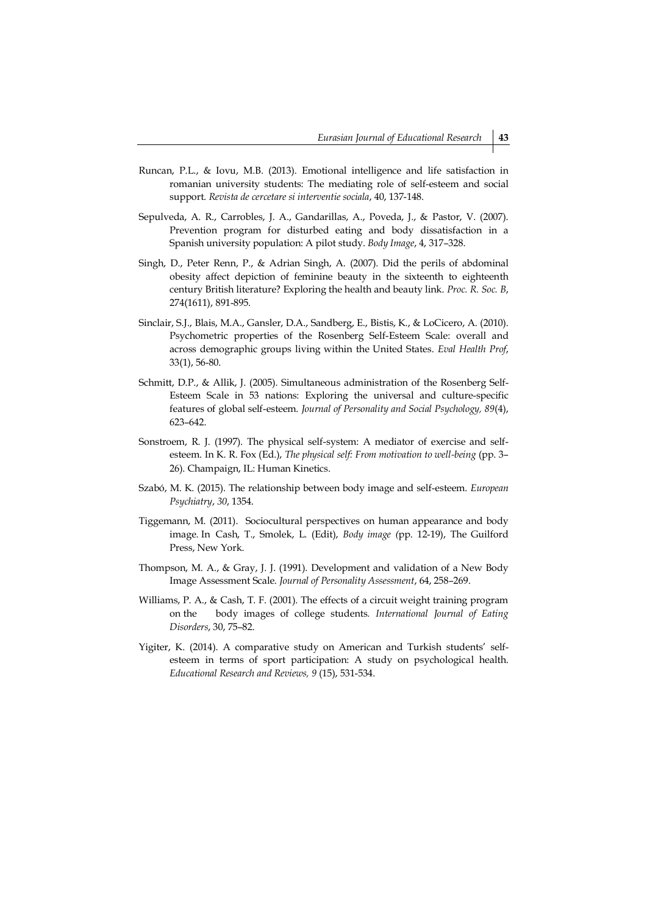Runcan, P.L., & Iovu, M.B. (2013). Emotional intelligence and life satisfaction in romanian university students: The mediating role of self-esteem and social support. *Revista de cercetare si interventie sociala*, 40, 137-148.

Sepulveda, A. R., Carrobles, J. A., Gandarillas, A., Poveda, J., & Pastor, V. (2007). Prevention program for disturbed eating and body dissatisfaction in a Spanish university population: A pilot study. *Body Image*, 4, 317–328.

Singh, D., Peter Renn, P., & Adrian Singh, A. (2007). Did the perils of abdominal obesity affect depiction of feminine beauty in the sixteenth to eighteenth century British literature? Exploring the health and beauty link. *Proc. R. Soc. B*, 274(1611), 891-895.

Sinclair, S.J., Blais, M.A., Gansler, D.A., Sandberg, E., Bistis, K., & LoCicero, A. (2010). Psychometric properties of the Rosenberg Self-Esteem Scale: overall and across demographic groups living within the United States. *Eval Health Prof*, 33(1), 56-80.

Schmitt, D.P., & Allik, J. (2005). Simultaneous administration of the Rosenberg Self-Esteem Scale in 53 nations: Exploring the universal and culture-specific features of global self-esteem. *Journal of Personality and Social Psychology, 89*(4), 623–642.

Sonstroem, R. J. (1997). The physical self-system: A mediator of exercise and self-esteem. In K. R. Fox (Ed.), *The physical self: From motivation to well-being* (pp. 3–26). Champaign, IL: Human Kinetics.

Szabó, M. K. (2015). The relationship between body image and self-esteem. *European Psychiatry*, *30*, 1354.

Tiggemann, M. (2011). Sociocultural perspectives on human appearance and body image. In Cash, T., Smolek, L. (Edit), *Body image (*pp. 12-19), The Guilford Press, New York.

Thompson, M. A., & Gray, J. J. (1991). Development and validation of a New Body Image Assessment Scale. *Journal of Personality Assessment*, 64, 258–269.

Williams, P. A., & Cash, T. F. (2001). The effects of a circuit weight training program on the body images of college students. *International Journal of Eating Disorders*, 30, 75–82.

Yigiter, K. (2014). A comparative study on American and Turkish students' self-esteem in terms of sport participation: A study on psychological health. *Educational Research and Reviews, 9* (15), 531-534.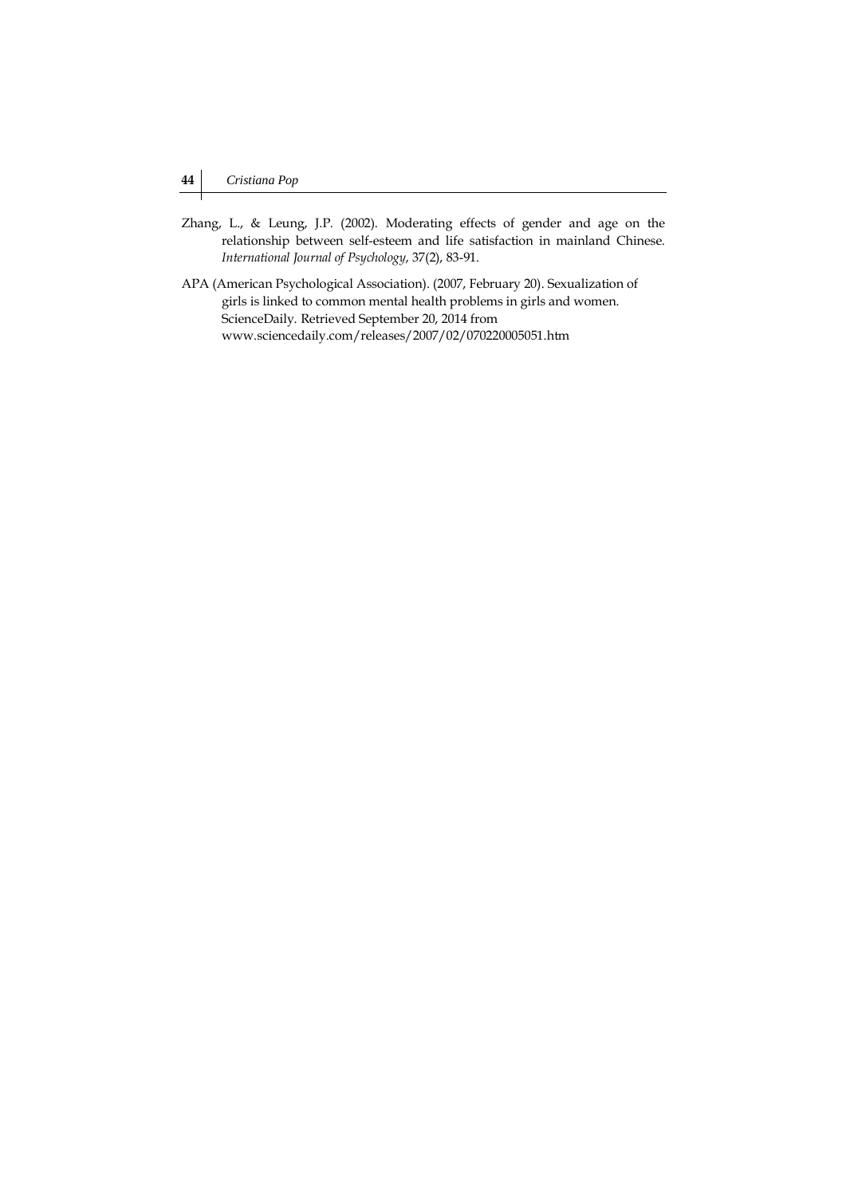Zhang, L., & Leung, J.P. (2002). Moderating effects of gender and age on the relationship between self-esteem and life satisfaction in mainland Chinese. *International Journal of Psychology*, 37(2), 83-91.

APA (American Psychological Association). (2007, February 20). Sexualization of girls is linked to common mental health problems in girls and women. ScienceDaily. Retrieved September 20, 2014 from www.sciencedaily.com/releases/2007/02/070220005051.htm